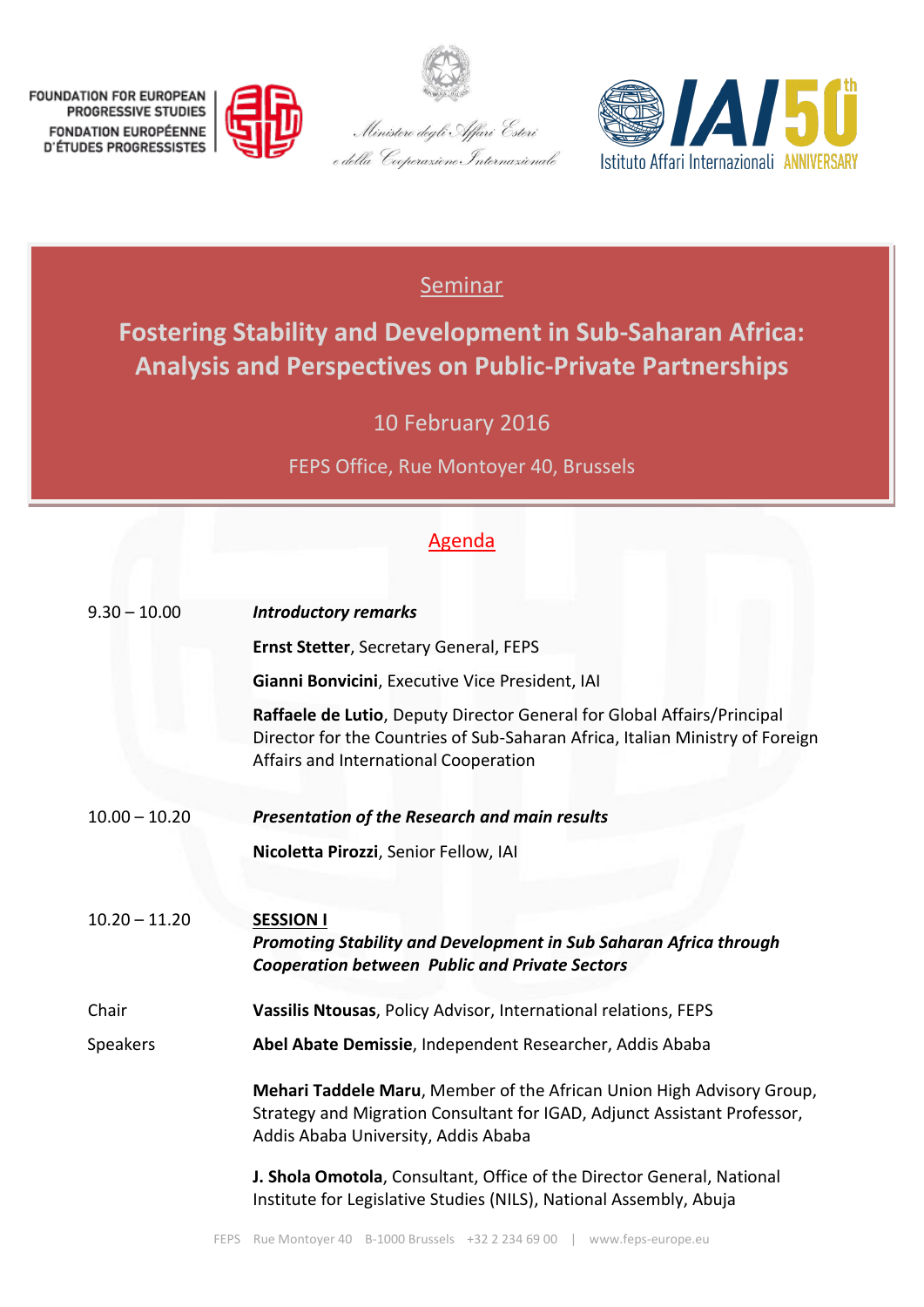FOUNDATION FOR EUROPEAN PROGRESSIVE STUDIES
FONDATION EUROPÉENNE D'ÉTUDES PROGRESSISTES

Ministero degli Affari Esteri e della Cooperazione Internazionale

IAI 50th ANNIVERSARY
Istituto Affari Internazionali

Seminar

# Fostering Stability and Development in Sub-Saharan Africa: Analysis and Perspectives on Public-Private Partnerships

10 February 2016

FEPS Office, Rue Montoyer 40, Brussels

## Agenda

9.30 – 10.00 ***Introductory remarks***

**Ernst Stetter**, Secretary General, FEPS

**Gianni Bonvicini**, Executive Vice President, IAI

**Raffaele de Lutio**, Deputy Director General for Global Affairs/Principal Director for the Countries of Sub-Saharan Africa, Italian Ministry of Foreign Affairs and International Cooperation

10.00 – 10.20 ***Presentation of the Research and main results***

**Nicoletta Pirozzi**, Senior Fellow, IAI

10.20 – 11.20 **SESSION I**
***Promoting Stability and Development in Sub Saharan Africa through Cooperation between Public and Private Sectors***

Chair: **Vassilis Ntousas**, Policy Advisor, International relations, FEPS

Speakers:

**Abel Abate Demissie**, Independent Researcher, Addis Ababa

**Mehari Taddele Maru**, Member of the African Union High Advisory Group, Strategy and Migration Consultant for IGAD, Adjunct Assistant Professor, Addis Ababa University, Addis Ababa

**J. Shola Omotola**, Consultant, Office of the Director General, National Institute for Legislative Studies (NILS), National Assembly, Abuja

FEPS Rue Montoyer 40 B-1000 Brussels +32 2 234 69 00 | www.feps-europe.eu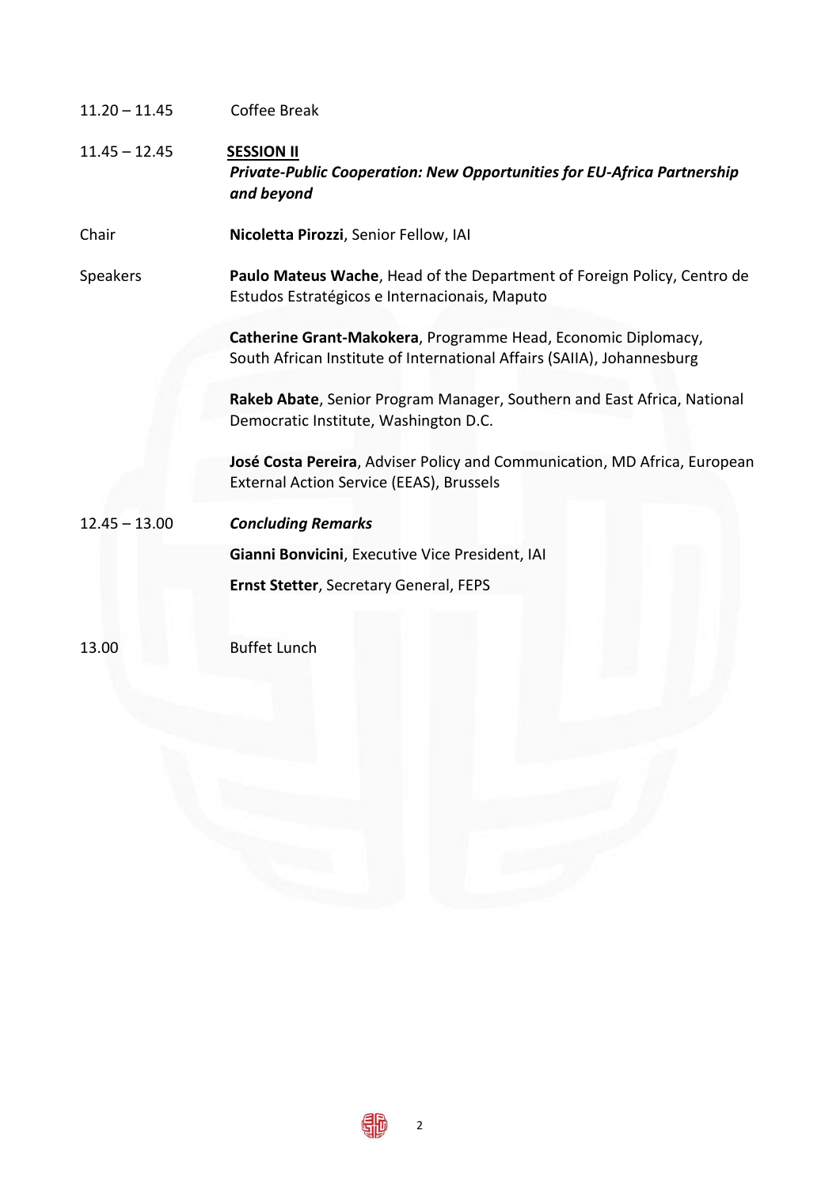11.20 – 11.45 Coffee Break

11.45 – 12.45 **SESSION II**

***Private-Public Cooperation: New Opportunities for EU-Africa Partnership and beyond***

Chair **Nicoletta Pirozzi**, Senior Fellow, IAI

Speakers **Paulo Mateus Wache**, Head of the Department of Foreign Policy, Centro de Estudos Estratégicos e Internacionais, Maputo

**Catherine Grant-Makokera**, Programme Head, Economic Diplomacy, South African Institute of International Affairs (SAIIA), Johannesburg

**Rakeb Abate**, Senior Program Manager, Southern and East Africa, National Democratic Institute, Washington D.C.

**José Costa Pereira**, Adviser Policy and Communication, MD Africa, European External Action Service (EEAS), Brussels

12.45 – 13.00 ***Concluding Remarks***

**Gianni Bonvicini**, Executive Vice President, IAI

**Ernst Stetter**, Secretary General, FEPS

13.00 Buffet Lunch